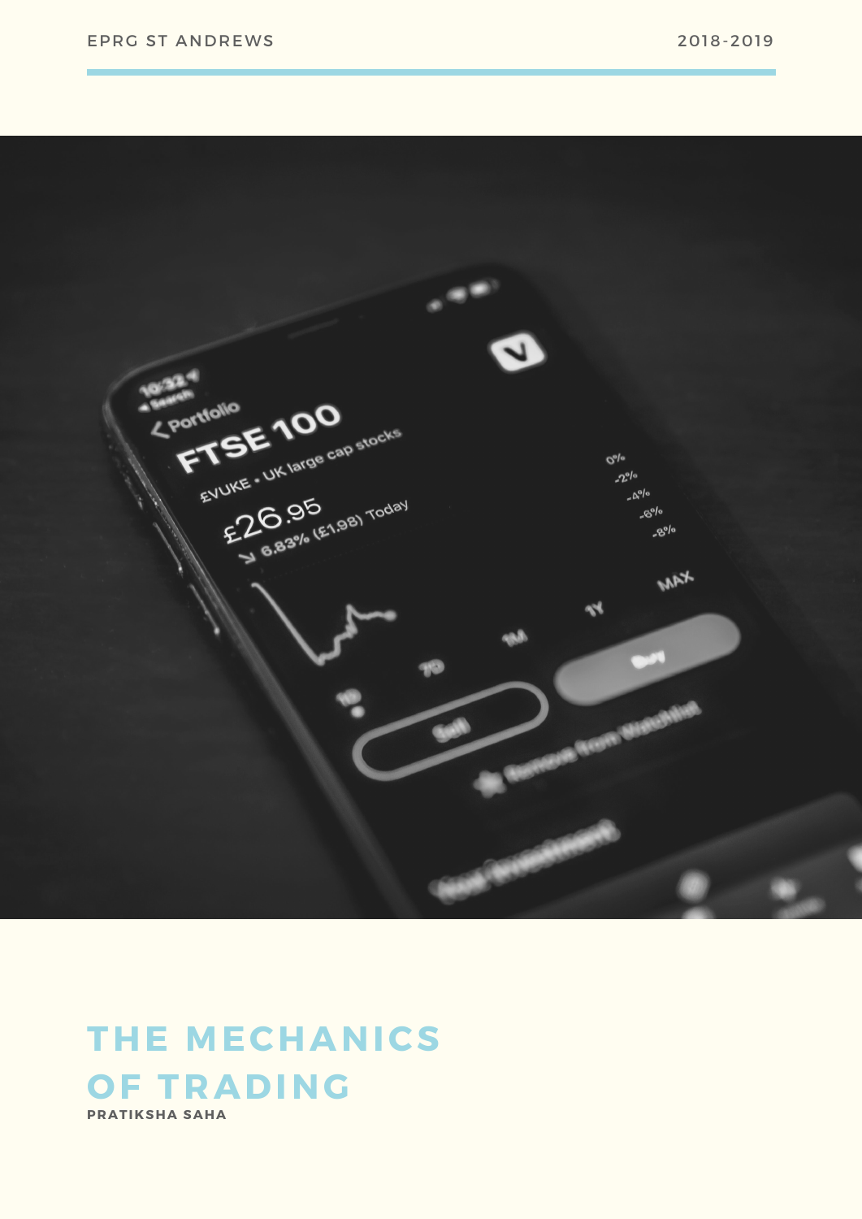EPRG ST ANDREWS

2018-2019

# THE MECHANICS OF TRADING

**PRATIKSHA SAHA**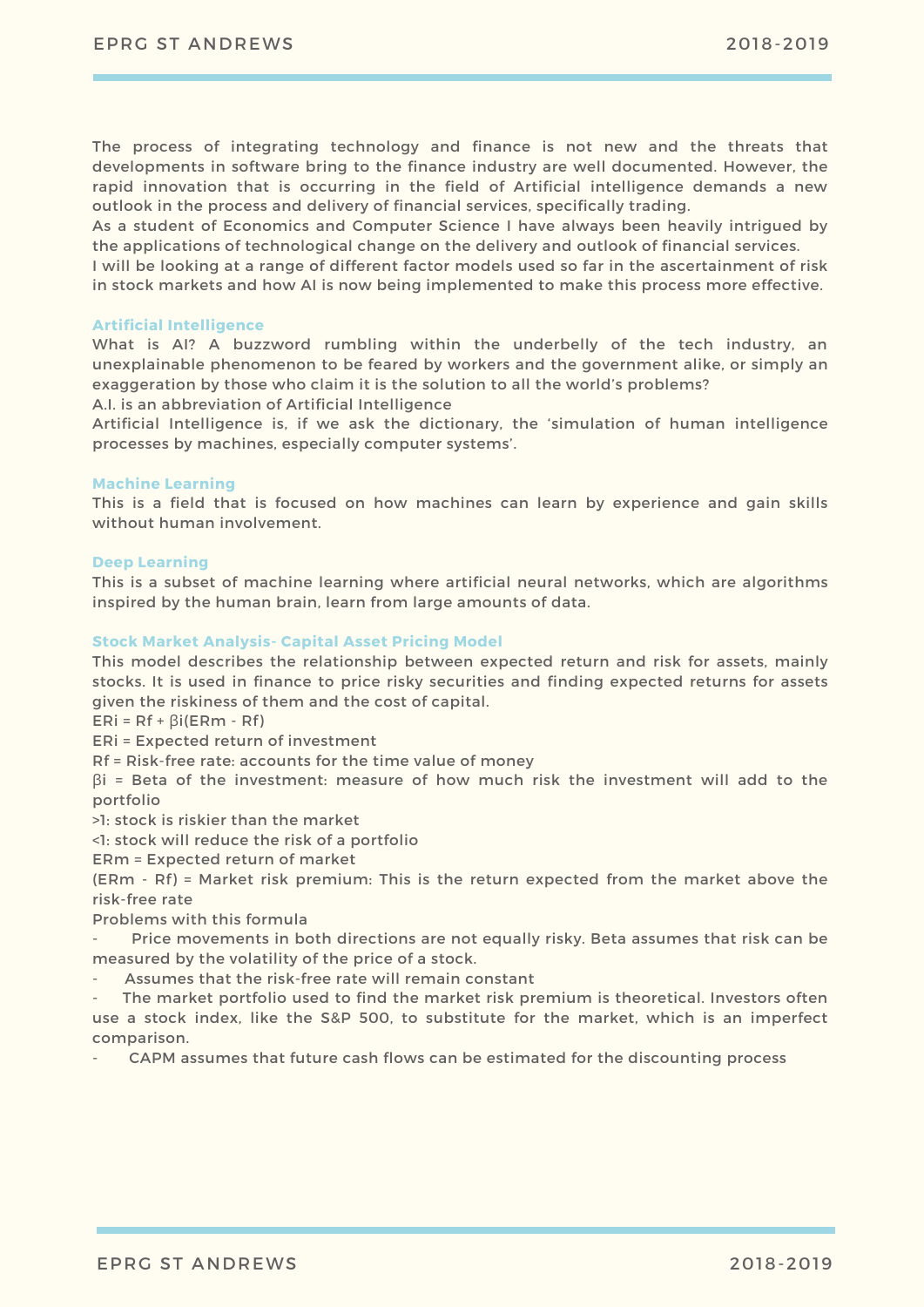The process of integrating technology and finance is not new and the threats that developments in software bring to the finance industry are well documented. However, the rapid innovation that is occurring in the field of Artificial intelligence demands a new outlook in the process and delivery of financial services, specifically trading.

As a student of Economics and Computer Science I have always been heavily intrigued by the applications of technological change on the delivery and outlook of financial services.

I will be looking at a range of different factor models used so far in the ascertainment of risk in stock markets and how AI is now being implemented to make this process more effective.

### Artificial Intelligence

What is AI? A buzzword rumbling within the underbelly of the tech industry, an unexplainable phenomenon to be feared by workers and the government alike, or simply an exaggeration by those who claim it is the solution to all the world's problems?

A.I. is an abbreviation of Artificial Intelligence

Artificial Intelligence is, if we ask the dictionary, the 'simulation of human intelligence processes by machines, especially computer systems'.

### Machine Learning

This is a field that is focused on how machines can learn by experience and gain skills without human involvement.

### Deep Learning

This is a subset of machine learning where artificial neural networks, which are algorithms inspired by the human brain, learn from large amounts of data.

### Stock Market Analysis- Capital Asset Pricing Model

This model describes the relationship between expected return and risk for assets, mainly stocks. It is used in finance to price risky securities and finding expected returns for assets given the riskiness of them and the cost of capital.

$ER_i = R_f + \beta_i(ER_m - R_f)$

$ER_i$ = Expected return of investment

$R_f$ = Risk-free rate: accounts for the time value of money

$\beta_i$ = Beta of the investment: measure of how much risk the investment will add to the portfolio

>1: stock is riskier than the market

<1: stock will reduce the risk of a portfolio

$ER_m$ = Expected return of market

$(ER_m - R_f)$ = Market risk premium: This is the return expected from the market above the risk-free rate

Problems with this formula

- Price movements in both directions are not equally risky. Beta assumes that risk can be measured by the volatility of the price of a stock.
- Assumes that the risk-free rate will remain constant
- The market portfolio used to find the market risk premium is theoretical. Investors often use a stock index, like the S&P 500, to substitute for the market, which is an imperfect comparison.
- CAPM assumes that future cash flows can be estimated for the discounting process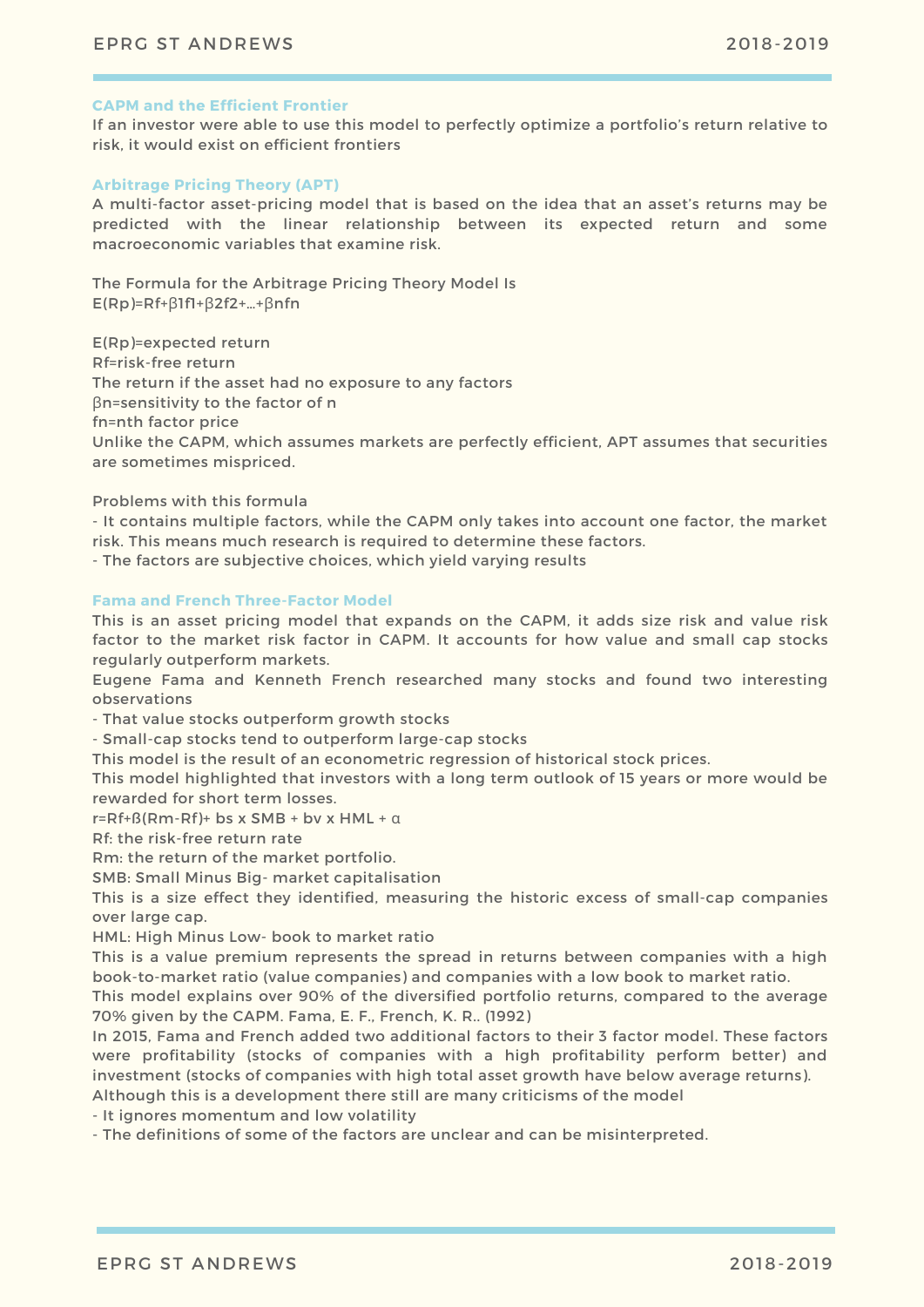### CAPM and the Efficient Frontier

If an investor were able to use this model to perfectly optimize a portfolio's return relative to risk, it would exist on efficient frontiers

### Arbitrage Pricing Theory (APT)

A multi-factor asset-pricing model that is based on the idea that an asset's returns may be predicted with the linear relationship between its expected return and some macroeconomic variables that examine risk.

The Formula for the Arbitrage Pricing Theory Model Is
$E(R_p)=R_f+\beta_1 f_1+\beta_2 f_2+\ldots+\beta_n f_n$

$E(R_p)$=expected return
$R_f$=risk-free return
The return if the asset had no exposure to any factors
$\beta_n$=sensitivity to the factor of n
$f_n$=nth factor price
Unlike the CAPM, which assumes markets are perfectly efficient, APT assumes that securities are sometimes mispriced.

Problems with this formula
- It contains multiple factors, while the CAPM only takes into account one factor, the market risk. This means much research is required to determine these factors.
- The factors are subjective choices, which yield varying results

### Fama and French Three-Factor Model

This is an asset pricing model that expands on the CAPM, it adds size risk and value risk factor to the market risk factor in CAPM. It accounts for how value and small cap stocks regularly outperform markets.
Eugene Fama and Kenneth French researched many stocks and found two interesting observations
- That value stocks outperform growth stocks
- Small-cap stocks tend to outperform large-cap stocks

This model is the result of an econometric regression of historical stock prices.
This model highlighted that investors with a long term outlook of 15 years or more would be rewarded for short term losses.
$r=R_f+\beta(R_m-R_f)+ b_s \times SMB + b_v \times HML + \alpha$
$R_f$: the risk-free return rate
$R_m$: the return of the market portfolio.
SMB: Small Minus Big- market capitalisation
This is a size effect they identified, measuring the historic excess of small-cap companies over large cap.
HML: High Minus Low- book to market ratio
This is a value premium represents the spread in returns between companies with a high book-to-market ratio (value companies) and companies with a low book to market ratio.
This model explains over 90% of the diversified portfolio returns, compared to the average 70% given by the CAPM. Fama, E. F., French, K. R.. (1992)
In 2015, Fama and French added two additional factors to their 3 factor model. These factors were profitability (stocks of companies with a high profitability perform better) and investment (stocks of companies with high total asset growth have below average returns).
Although this is a development there still are many criticisms of the model
- It ignores momentum and low volatility
- The definitions of some of the factors are unclear and can be misinterpreted.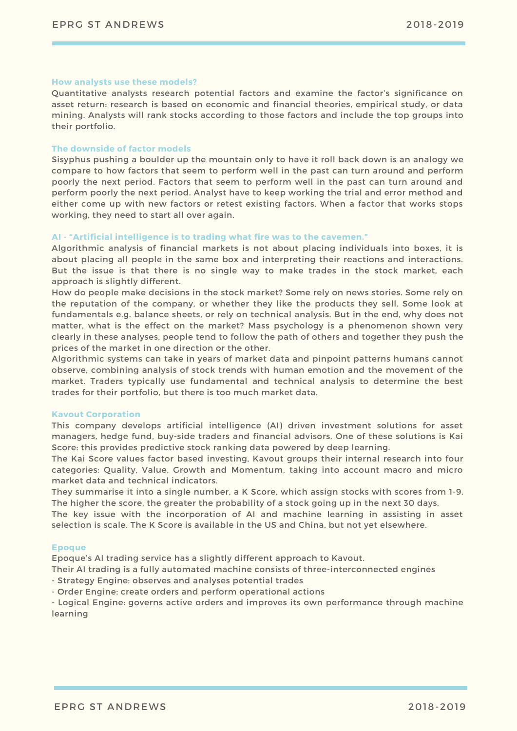### How analysts use these models?

Quantitative analysts research potential factors and examine the factor's significance on asset return: research is based on economic and financial theories, empirical study, or data mining. Analysts will rank stocks according to those factors and include the top groups into their portfolio.

### The downside of factor models

Sisyphus pushing a boulder up the mountain only to have it roll back down is an analogy we compare to how factors that seem to perform well in the past can turn around and perform poorly the next period. Factors that seem to perform well in the past can turn around and perform poorly the next period. Analyst have to keep working the trial and error method and either come up with new factors or retest existing factors. When a factor that works stops working, they need to start all over again.

### AI - "Artificial intelligence is to trading what fire was to the cavemen."

Algorithmic analysis of financial markets is not about placing individuals into boxes, it is about placing all people in the same box and interpreting their reactions and interactions. But the issue is that there is no single way to make trades in the stock market, each approach is slightly different.

How do people make decisions in the stock market? Some rely on news stories. Some rely on the reputation of the company, or whether they like the products they sell. Some look at fundamentals e.g. balance sheets, or rely on technical analysis. But in the end, why does not matter, what is the effect on the market? Mass psychology is a phenomenon shown very clearly in these analyses, people tend to follow the path of others and together they push the prices of the market in one direction or the other.

Algorithmic systems can take in years of market data and pinpoint patterns humans cannot observe, combining analysis of stock trends with human emotion and the movement of the market. Traders typically use fundamental and technical analysis to determine the best trades for their portfolio, but there is too much market data.

### Kavout Corporation

This company develops artificial intelligence (AI) driven investment solutions for asset managers, hedge fund, buy-side traders and financial advisors. One of these solutions is Kai Score: this provides predictive stock ranking data powered by deep learning.

The Kai Score values factor based investing, Kavout groups their internal research into four categories: Quality, Value, Growth and Momentum, taking into account macro and micro market data and technical indicators.

They summarise it into a single number, a K Score, which assign stocks with scores from 1-9. The higher the score, the greater the probability of a stock going up in the next 30 days.

The key issue with the incorporation of AI and machine learning in assisting in asset selection is scale. The K Score is available in the US and China, but not yet elsewhere.

### Epoque

Epoque's AI trading service has a slightly different approach to Kavout.

Their AI trading is a fully automated machine consists of three-interconnected engines

- Strategy Engine: observes and analyses potential trades
- Order Engine: create orders and perform operational actions
- Logical Engine: governs active orders and improves its own performance through machine learning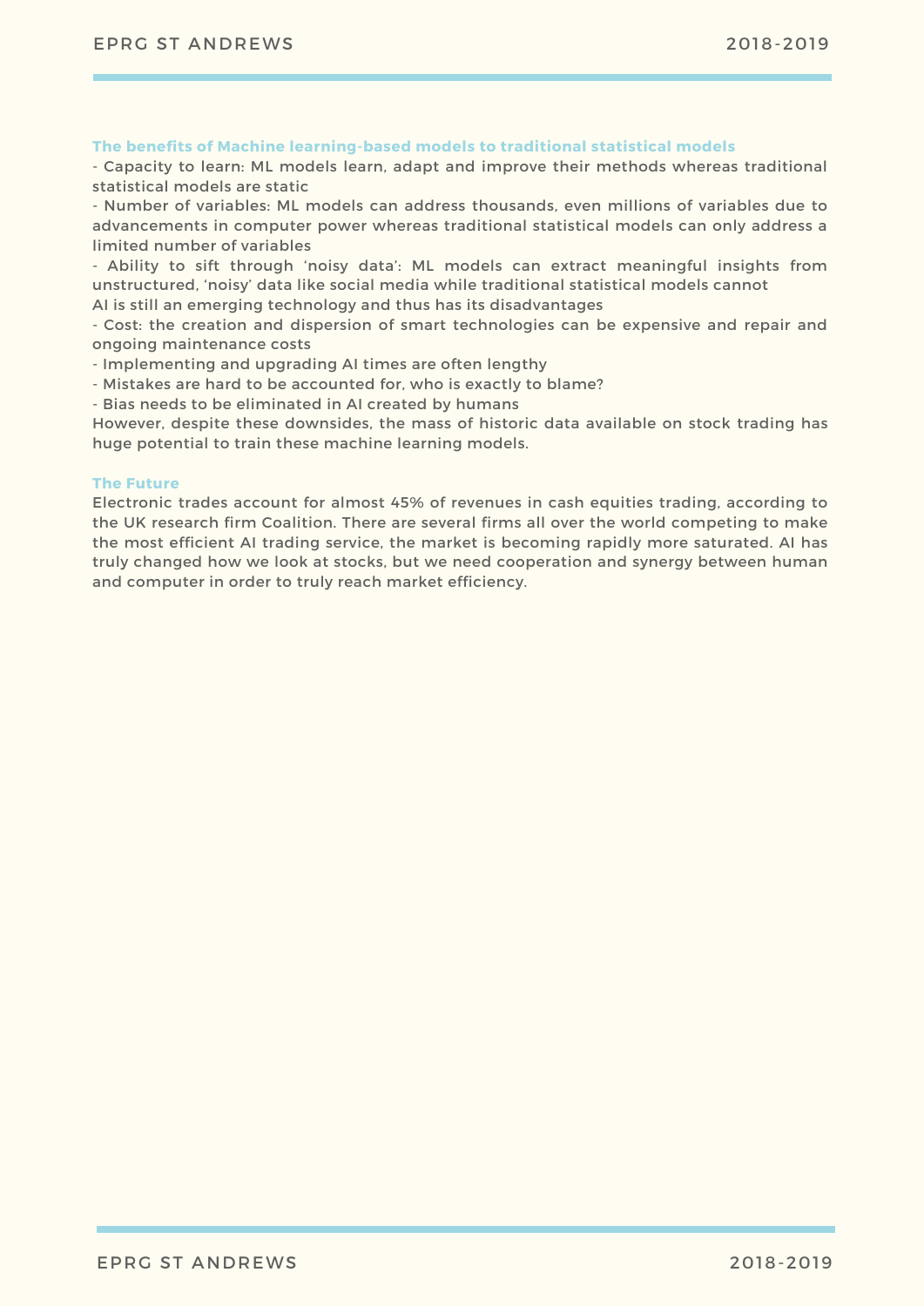### The benefits of Machine learning-based models to traditional statistical models

- Capacity to learn: ML models learn, adapt and improve their methods whereas traditional statistical models are static
- Number of variables: ML models can address thousands, even millions of variables due to advancements in computer power whereas traditional statistical models can only address a limited number of variables
- Ability to sift through 'noisy data': ML models can extract meaningful insights from unstructured, 'noisy' data like social media while traditional statistical models cannot

AI is still an emerging technology and thus has its disadvantages

- Cost: the creation and dispersion of smart technologies can be expensive and repair and ongoing maintenance costs
- Implementing and upgrading AI times are often lengthy
- Mistakes are hard to be accounted for, who is exactly to blame?
- Bias needs to be eliminated in AI created by humans

However, despite these downsides, the mass of historic data available on stock trading has huge potential to train these machine learning models.

### The Future

Electronic trades account for almost 45% of revenues in cash equities trading, according to the UK research firm Coalition. There are several firms all over the world competing to make the most efficient AI trading service, the market is becoming rapidly more saturated. AI has truly changed how we look at stocks, but we need cooperation and synergy between human and computer in order to truly reach market efficiency.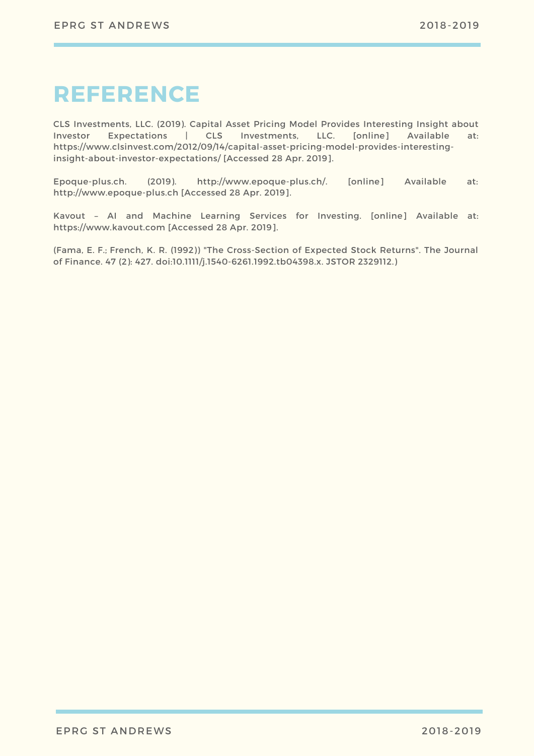# REFERENCE

CLS Investments, LLC. (2019). Capital Asset Pricing Model Provides Interesting Insight about Investor Expectations | CLS Investments, LLC. [online] Available at: https://www.clsinvest.com/2012/09/14/capital-asset-pricing-model-provides-interesting-insight-about-investor-expectations/ [Accessed 28 Apr. 2019].

Epoque-plus.ch. (2019). http://www.epoque-plus.ch/. [online] Available at: http://www.epoque-plus.ch [Accessed 28 Apr. 2019].

Kavout – AI and Machine Learning Services for Investing. [online] Available at: https://www.kavout.com [Accessed 28 Apr. 2019].

(Fama, E. F.; French, K. R. (1992)) "The Cross-Section of Expected Stock Returns". The Journal of Finance. 47 (2): 427. doi:10.1111/j.1540-6261.1992.tb04398.x. JSTOR 2329112.)